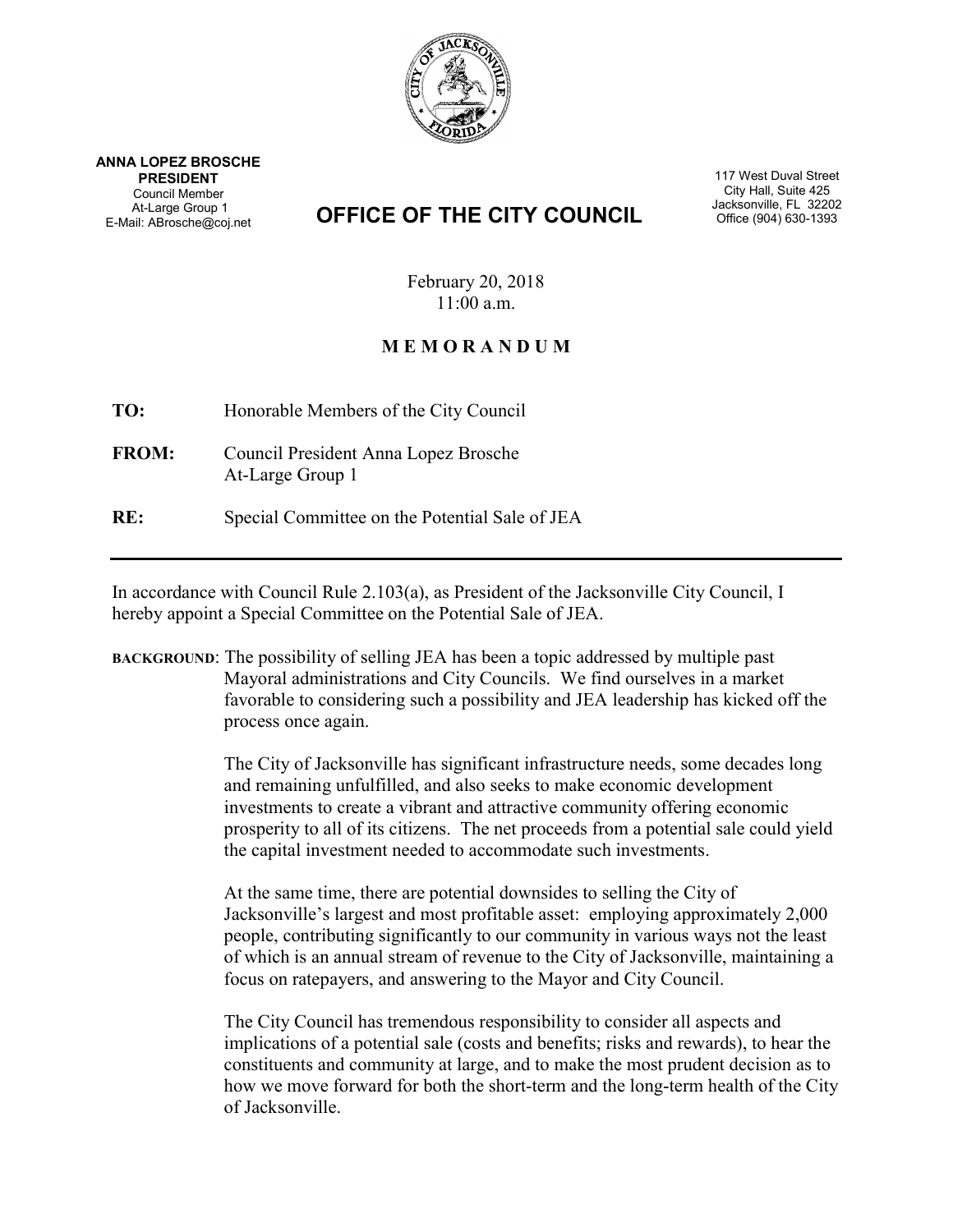**ANNA LOPEZ BROSCHE**
**PRESIDENT**
Council Member
At-Large Group 1
E-Mail: ABrosche@coj.net

# OFFICE OF THE CITY COUNCIL

117 West Duval Street
City Hall, Suite 425
Jacksonville, FL 32202
Office (904) 630-1393

February 20, 2018
11:00 a.m.

## M E M O R A N D U M

**TO:** Honorable Members of the City Council

**FROM:** Council President Anna Lopez Brosche
At-Large Group 1

**RE:** Special Committee on the Potential Sale of JEA

---

In accordance with Council Rule 2.103(a), as President of the Jacksonville City Council, I hereby appoint a Special Committee on the Potential Sale of JEA.

**BACKGROUND**: The possibility of selling JEA has been a topic addressed by multiple past Mayoral administrations and City Councils. We find ourselves in a market favorable to considering such a possibility and JEA leadership has kicked off the process once again.

The City of Jacksonville has significant infrastructure needs, some decades long and remaining unfulfilled, and also seeks to make economic development investments to create a vibrant and attractive community offering economic prosperity to all of its citizens. The net proceeds from a potential sale could yield the capital investment needed to accommodate such investments.

At the same time, there are potential downsides to selling the City of Jacksonville's largest and most profitable asset: employing approximately 2,000 people, contributing significantly to our community in various ways not the least of which is an annual stream of revenue to the City of Jacksonville, maintaining a focus on ratepayers, and answering to the Mayor and City Council.

The City Council has tremendous responsibility to consider all aspects and implications of a potential sale (costs and benefits; risks and rewards), to hear the constituents and community at large, and to make the most prudent decision as to how we move forward for both the short-term and the long-term health of the City of Jacksonville.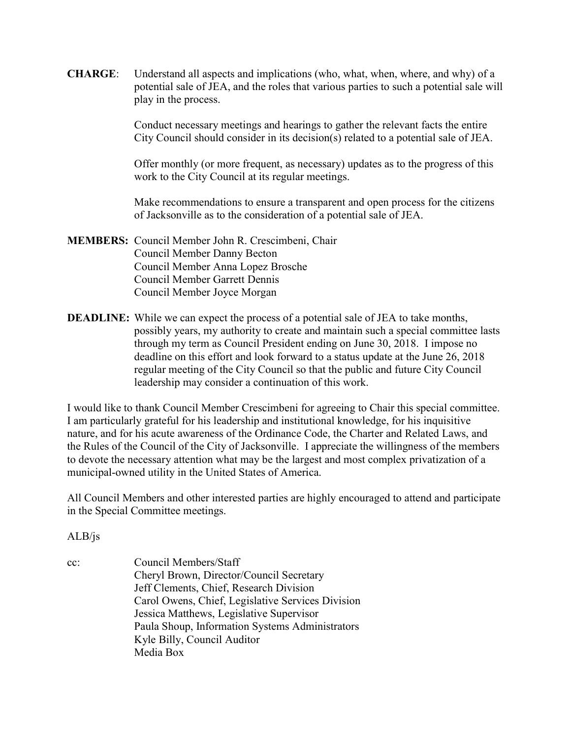**CHARGE**: Understand all aspects and implications (who, what, when, where, and why) of a potential sale of JEA, and the roles that various parties to such a potential sale will play in the process.

Conduct necessary meetings and hearings to gather the relevant facts the entire City Council should consider in its decision(s) related to a potential sale of JEA.

Offer monthly (or more frequent, as necessary) updates as to the progress of this work to the City Council at its regular meetings.

Make recommendations to ensure a transparent and open process for the citizens of Jacksonville as to the consideration of a potential sale of JEA.

**MEMBERS:** Council Member John R. Crescimbeni, Chair
Council Member Danny Becton
Council Member Anna Lopez Brosche
Council Member Garrett Dennis
Council Member Joyce Morgan

**DEADLINE:** While we can expect the process of a potential sale of JEA to take months, possibly years, my authority to create and maintain such a special committee lasts through my term as Council President ending on June 30, 2018. I impose no deadline on this effort and look forward to a status update at the June 26, 2018 regular meeting of the City Council so that the public and future City Council leadership may consider a continuation of this work.

I would like to thank Council Member Crescimbeni for agreeing to Chair this special committee. I am particularly grateful for his leadership and institutional knowledge, for his inquisitive nature, and for his acute awareness of the Ordinance Code, the Charter and Related Laws, and the Rules of the Council of the City of Jacksonville. I appreciate the willingness of the members to devote the necessary attention what may be the largest and most complex privatization of a municipal-owned utility in the United States of America.

All Council Members and other interested parties are highly encouraged to attend and participate in the Special Committee meetings.

ALB/js

cc: Council Members/Staff
Cheryl Brown, Director/Council Secretary
Jeff Clements, Chief, Research Division
Carol Owens, Chief, Legislative Services Division
Jessica Matthews, Legislative Supervisor
Paula Shoup, Information Systems Administrators
Kyle Billy, Council Auditor
Media Box